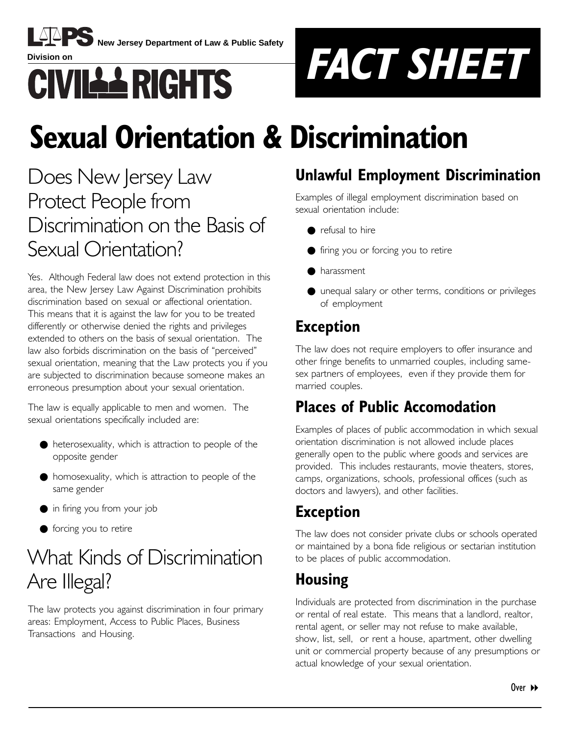New Jersey Department of Law & Public Safety

Division on

# CIVIL RIGHTS

# FACT SHEET

# Sexual Orientation & Discrimination

## Does New Jersey Law Protect People from Discrimination on the Basis of Sexual Orientation?

Yes. Although Federal law does not extend protection in this area, the New Jersey Law Against Discrimination prohibits discrimination based on sexual or affectional orientation. This means that it is against the law for you to be treated differently or otherwise denied the rights and privileges extended to others on the basis of sexual orientation. The law also forbids discrimination on the basis of "perceived" sexual orientation, meaning that the Law protects you if you are subjected to discrimination because someone makes an erroneous presumption about your sexual orientation.

The law is equally applicable to men and women. The sexual orientations specifically included are:

- heterosexuality, which is attraction to people of the opposite gender
- homosexuality, which is attraction to people of the same gender
- in firing you from your job
- forcing you to retire

## What Kinds of Discrimination Are Illegal?

The law protects you against discrimination in four primary areas: Employment, Access to Public Places, Business Transactions and Housing.

### Unlawful Employment Discrimination

Examples of illegal employment discrimination based on sexual orientation include:

- refusal to hire
- firing you or forcing you to retire
- harassment
- unequal salary or other terms, conditions or privileges of employment

### Exception

The law does not require employers to offer insurance and other fringe benefits to unmarried couples, including same-sex partners of employees, even if they provide them for married couples.

### Places of Public Accomodation

Examples of places of public accommodation in which sexual orientation discrimination is not allowed include places generally open to the public where goods and services are provided. This includes restaurants, movie theaters, stores, camps, organizations, schools, professional offices (such as doctors and lawyers), and other facilities.

### Exception

The law does not consider private clubs or schools operated or maintained by a bona fide religious or sectarian institution to be places of public accommodation.

### Housing

Individuals are protected from discrimination in the purchase or rental of real estate. This means that a landlord, realtor, rental agent, or seller may not refuse to make available, show, list, sell, or rent a house, apartment, other dwelling unit or commercial property because of any presumptions or actual knowledge of your sexual orientation.

Over ▸▸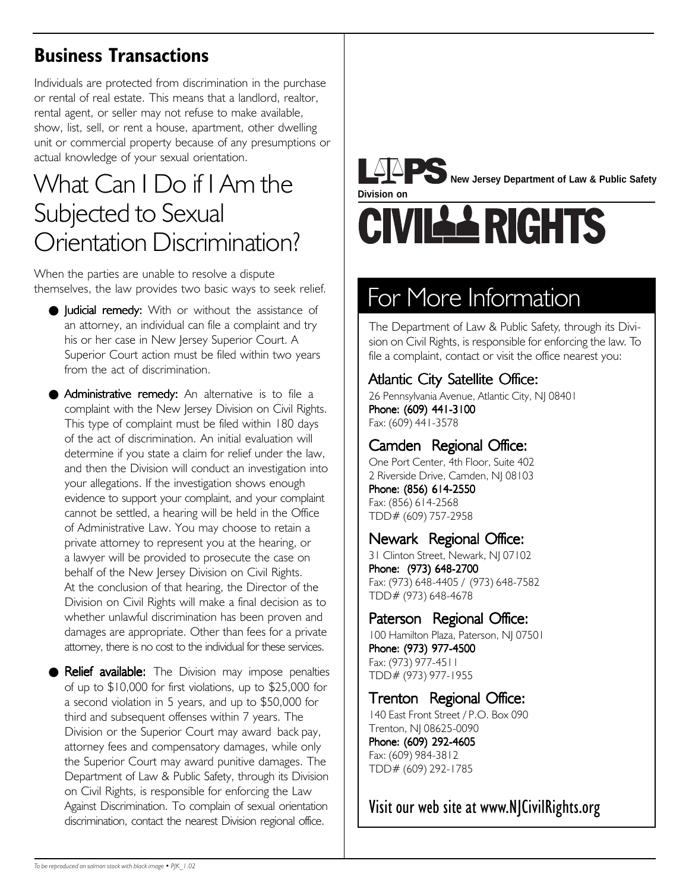## Business Transactions

Individuals are protected from discrimination in the purchase or rental of real estate. This means that a landlord, realtor, rental agent, or seller may not refuse to make available, show, list, sell, or rent a house, apartment, other dwelling unit or commercial property because of any presumptions or actual knowledge of your sexual orientation.

# What Can I Do if I Am the Subjected to Sexual Orientation Discrimination?

When the parties are unable to resolve a dispute themselves, the law provides two basic ways to seek relief.

- **Judicial remedy:** With or without the assistance of an attorney, an individual can file a complaint and try his or her case in New Jersey Superior Court. A Superior Court action must be filed within two years from the act of discrimination.
- **Administrative remedy:** An alternative is to file a complaint with the New Jersey Division on Civil Rights. This type of complaint must be filed within 180 days of the act of discrimination. An initial evaluation will determine if you state a claim for relief under the law, and then the Division will conduct an investigation into your allegations. If the investigation shows enough evidence to support your complaint, and your complaint cannot be settled, a hearing will be held in the Office of Administrative Law. You may choose to retain a private attorney to represent you at the hearing, or a lawyer will be provided to prosecute the case on behalf of the New Jersey Division on Civil Rights. At the conclusion of that hearing, the Director of the Division on Civil Rights will make a final decision as to whether unlawful discrimination has been proven and damages are appropriate. Other than fees for a private attorney, there is no cost to the individual for these services.
- **Relief available:** The Division may impose penalties of up to $10,000 for first violations, up to $25,000 for a second violation in 5 years, and up to $50,000 for third and subsequent offenses within 7 years. The Division or the Superior Court may award back pay, attorney fees and compensatory damages, while only the Superior Court may award punitive damages. The Department of Law & Public Safety, through its Division on Civil Rights, is responsible for enforcing the Law Against Discrimination. To complain of sexual orientation discrimination, contact the nearest Division regional office.

LPS New Jersey Department of Law & Public Safety

Division on

CIVIL RIGHTS

# For More Information

The Department of Law & Public Safety, through its Division on Civil Rights, is responsible for enforcing the law. To file a complaint, contact or visit the office nearest you:

### Atlantic City Satellite Office:

26 Pennsylvania Avenue, Atlantic City, NJ 08401
**Phone: (609) 441-3100**
Fax: (609) 441-3578

### Camden Regional Office:

One Port Center, 4th Floor, Suite 402
2 Riverside Drive, Camden, NJ 08103
**Phone: (856) 614-2550**
Fax: (856) 614-2568
TDD# (609) 757-2958

### Newark Regional Office:

31 Clinton Street, Newark, NJ 07102
**Phone: (973) 648-2700**
Fax: (973) 648-4405 / (973) 648-7582
TDD# (973) 648-4678

### Paterson Regional Office:

100 Hamilton Plaza, Paterson, NJ 07501
**Phone: (973) 977-4500**
Fax: (973) 977-4511
TDD# (973) 977-1955

### Trenton Regional Office:

140 East Front Street / P.O. Box 090
Trenton, NJ 08625-0090
**Phone: (609) 292-4605**
Fax: (609) 984-3812
TDD# (609) 292-1785

Visit our web site at www.NJCivilRights.org

*To be reproduced on salmon stock with black image • PJK_1.02*